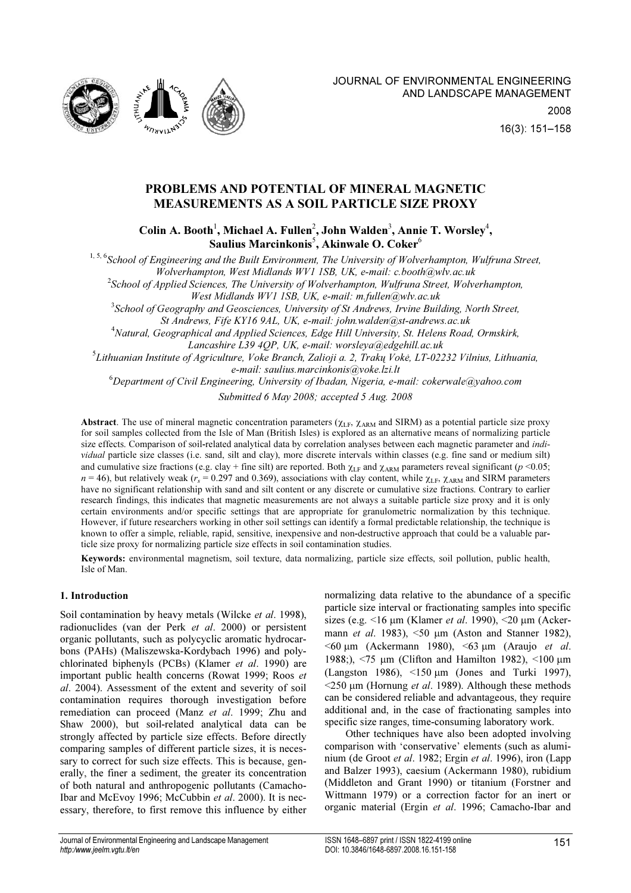# PROBLEMS AND POTENTIAL OF MINERAL MAGNETIC MEASUREMENTS AS A SOIL PARTICLE SIZE PROXY

**Colin A. Booth[1], Michael A. Fullen[2], John Walden[3], Annie T. Worsley[4], Saulius Marcinkonis[5], Akinwale O. Coker[6]**

[1, 5, 6]*School of Engineering and the Built Environment, The University of Wolverhampton, Wulfruna Street, Wolverhampton, West Midlands WV1 1SB, UK, e-mail: c.booth@wlv.ac.uk*

[2]*School of Applied Sciences, The University of Wolverhampton, Wulfruna Street, Wolverhampton, West Midlands WV1 1SB, UK, e-mail: m.fullen@wlv.ac.uk*

[3]*School of Geography and Geosciences, University of St Andrews, Irvine Building, North Street, St Andrews, Fife KY16 9AL, UK, e-mail: john.walden@st-andrews.ac.uk*

[4]*Natural, Geographical and Applied Sciences, Edge Hill University, St. Helens Road, Ormskirk, Lancashire L39 4QP, UK, e-mail: worsleya@edgehill.ac.uk*

[5]*Lithuanian Institute of Agriculture, Voke Branch, Zalioji a. 2, Trakų Vokė, LT-02232 Vilnius, Lithuania, e-mail: saulius.marcinkonis@voke.lzi.lt*

[6]*Department of Civil Engineering, University of Ibadan, Nigeria, e-mail: cokerwale@yahoo.com*

*Submitted 6 May 2008; accepted 5 Aug. 2008*

**Abstract**. The use of mineral magnetic concentration parameters ($\chi_{LF}$, $\chi_{ARM}$ and SIRM) as a potential particle size proxy for soil samples collected from the Isle of Man (British Isles) is explored as an alternative means of normalizing particle size effects. Comparison of soil-related analytical data by correlation analyses between each magnetic parameter and *individual* particle size classes (i.e. sand, silt and clay), more discrete intervals within classes (e.g. fine sand or medium silt) and cumulative size fractions (e.g. clay + fine silt) are reported. Both $\chi_{LF}$ and $\chi_{ARM}$ parameters reveal significant ($p$ <0.05; $n$ = 46), but relatively weak ($r_s$ = 0.297 and 0.369), associations with clay content, while $\chi_{LF}$, $\chi_{ARM}$ and SIRM parameters have no significant relationship with sand and silt content or any discrete or cumulative size fractions. Contrary to earlier research findings, this indicates that magnetic measurements are not always a suitable particle size proxy and it is only certain environments and/or specific settings that are appropriate for granulometric normalization by this technique. However, if future researchers working in other soil settings can identify a formal predictable relationship, the technique is known to offer a simple, reliable, rapid, sensitive, inexpensive and non-destructive approach that could be a valuable particle size proxy for normalizing particle size effects in soil contamination studies.

**Keywords:** environmental magnetism, soil texture, data normalizing, particle size effects, soil pollution, public health, Isle of Man.

## 1. Introduction

Soil contamination by heavy metals (Wilcke *et al*. 1998), radionuclides (van der Perk *et al*. 2000) or persistent organic pollutants, such as polycyclic aromatic hydrocarbons (PAHs) (Maliszewska-Kordybach 1996) and polychlorinated biphenyls (PCBs) (Klamer *et al*. 1990) are important public health concerns (Rowat 1999; Roos *et al*. 2004). Assessment of the extent and severity of soil contamination requires thorough investigation before remediation can proceed (Manz *et al*. 1999; Zhu and Shaw 2000), but soil-related analytical data can be strongly affected by particle size effects. Before directly comparing samples of different particle sizes, it is necessary to correct for such size effects. This is because, generally, the finer a sediment, the greater its concentration of both natural and anthropogenic pollutants (Camacho-Ibar and McEvoy 1996; McCubbin *et al*. 2000). It is necessary, therefore, to first remove this influence by either normalizing data relative to the abundance of a specific particle size interval or fractionating samples into specific sizes (e.g. <16 μm (Klamer *et al*. 1990), <20 μm (Ackermann *et al*. 1983), <50 μm (Aston and Stanner 1982), <60 μm (Ackermann 1980), <63 μm (Araujo *et al*. 1988;), <75 μm (Clifton and Hamilton 1982), <100 μm (Langston 1986), <150 μm (Jones and Turki 1997), <250 μm (Hornung *et al*. 1989). Although these methods can be considered reliable and advantageous, they require additional and, in the case of fractionating samples into specific size ranges, time-consuming laboratory work.

Other techniques have also been adopted involving comparison with 'conservative' elements (such as aluminium (de Groot *et al*. 1982; Ergin *et al*. 1996), iron (Lapp and Balzer 1993), caesium (Ackermann 1980), rubidium (Middleton and Grant 1990) or titanium (Forstner and Wittmann 1979) or a correction factor for an inert or organic material (Ergin *et al*. 1996; Camacho-Ibar and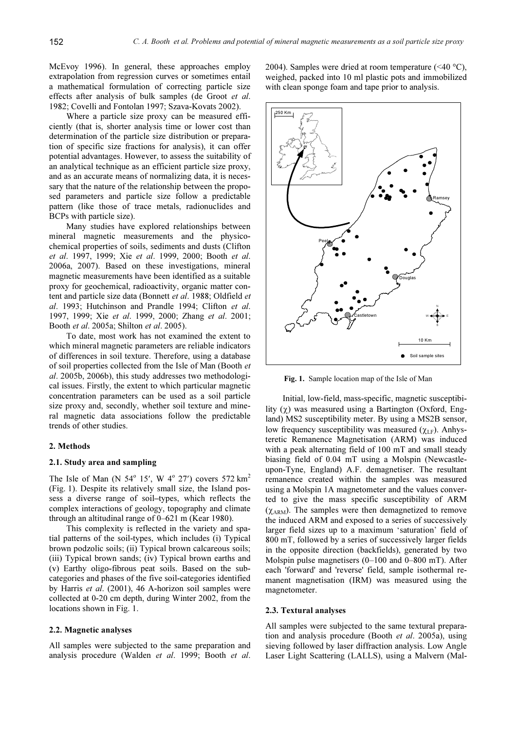McEvoy 1996). In general, these approaches employ extrapolation from regression curves or sometimes entail a mathematical formulation of correcting particle size effects after analysis of bulk samples (de Groot *et al*. 1982; Covelli and Fontolan 1997; Szava-Kovats 2002).

Where a particle size proxy can be measured efficiently (that is, shorter analysis time or lower cost than determination of the particle size distribution or preparation of specific size fractions for analysis), it can offer potential advantages. However, to assess the suitability of an analytical technique as an efficient particle size proxy, and as an accurate means of normalizing data, it is necessary that the nature of the relationship between the proposed parameters and particle size follow a predictable pattern (like those of trace metals, radionuclides and BCPs with particle size).

Many studies have explored relationships between mineral magnetic measurements and the physicochemical properties of soils, sediments and dusts (Clifton *et al*. 1997, 1999; Xie *et al*. 1999, 2000; Booth *et al*. 2006a, 2007). Based on these investigations, mineral magnetic measurements have been identified as a suitable proxy for geochemical, radioactivity, organic matter content and particle size data (Bonnett *et al*. 1988; Oldfield *et al*. 1993; Hutchinson and Prandle 1994; Clifton *et al*. 1997, 1999; Xie *et al*. 1999, 2000; Zhang *et al*. 2001; Booth *et al*. 2005a; Shilton *et al*. 2005).

To date, most work has not examined the extent to which mineral magnetic parameters are reliable indicators of differences in soil texture. Therefore, using a database of soil properties collected from the Isle of Man (Booth *et al*. 2005b, 2006b), this study addresses two methodological issues. Firstly, the extent to which particular magnetic concentration parameters can be used as a soil particle size proxy and, secondly, whether soil texture and mineral magnetic data associations follow the predictable trends of other studies.

## 2. Methods

### 2.1. Study area and sampling

The Isle of Man (N 54° 15′, W 4° 27′) covers 572 km$^2$ (Fig. 1). Despite its relatively small size, the Island possess a diverse range of soil–types, which reflects the complex interactions of geology, topography and climate through an altitudinal range of 0–621 m (Kear 1980).

This complexity is reflected in the variety and spatial patterns of the soil-types, which includes (i) Typical brown podzolic soils; (ii) Typical brown calcareous soils; (iii) Typical brown sands; (iv) Typical brown earths and (v) Earthy oligo-fibrous peat soils. Based on the sub-categories and phases of the five soil-categories identified by Harris *et al*. (2001), 46 A-horizon soil samples were collected at 0-20 cm depth, during Winter 2002, from the locations shown in Fig. 1.

### 2.2. Magnetic analyses

All samples were subjected to the same preparation and analysis procedure (Walden *et al*. 1999; Booth *et al*. 2004). Samples were dried at room temperature (<40 °C), weighed, packed into 10 ml plastic pots and immobilized with clean sponge foam and tape prior to analysis.

**Fig. 1.** Sample location map of the Isle of Man

Initial, low-field, mass-specific, magnetic susceptibility ($\chi$) was measured using a Bartington (Oxford, England) MS2 susceptibility meter. By using a MS2B sensor, low frequency susceptibility was measured ($\chi_{LF}$). Anhysteretic Remanence Magnetisation (ARM) was induced with a peak alternating field of 100 mT and small steady biasing field of 0.04 mT using a Molspin (Newcastle-upon-Tyne, England) A.F. demagnetiser. The resultant remanence created within the samples was measured using a Molspin 1A magnetometer and the values converted to give the mass specific susceptibility of ARM ($\chi_{ARM}$). The samples were then demagnetized to remove the induced ARM and exposed to a series of successively larger field sizes up to a maximum 'saturation' field of 800 mT, followed by a series of successively larger fields in the opposite direction (backfields), generated by two Molspin pulse magnetisers (0–100 and 0–800 mT). After each 'forward' and 'reverse' field, sample isothermal remanent magnetisation (IRM) was measured using the magnetometer.

### 2.3. Textural analyses

All samples were subjected to the same textural preparation and analysis procedure (Booth *et al*. 2005a), using sieving followed by laser diffraction analysis. Low Angle Laser Light Scattering (LALLS), using a Malvern (Mal-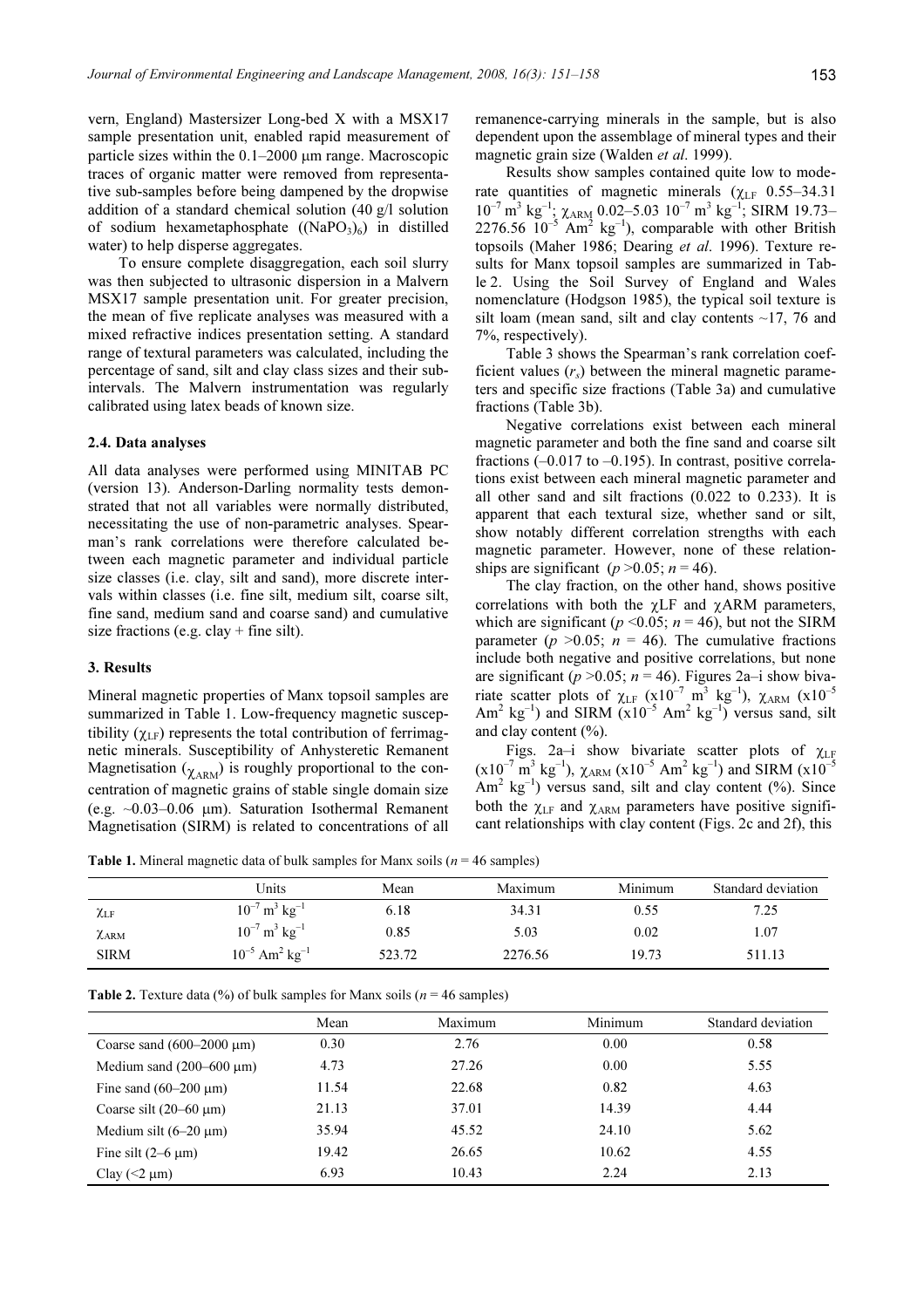vern, England) Mastersizer Long-bed X with a MSX17 sample presentation unit, enabled rapid measurement of particle sizes within the 0.1–2000 μm range. Macroscopic traces of organic matter were removed from representative sub-samples before being dampened by the dropwise addition of a standard chemical solution (40 g/l solution of sodium hexametaphosphate ($(NaPO_3)_6$) in distilled water) to help disperse aggregates.

To ensure complete disaggregation, each soil slurry was then subjected to ultrasonic dispersion in a Malvern MSX17 sample presentation unit. For greater precision, the mean of five replicate analyses was measured with a mixed refractive indices presentation setting. A standard range of textural parameters was calculated, including the percentage of sand, silt and clay class sizes and their sub-intervals. The Malvern instrumentation was regularly calibrated using latex beads of known size.

### 2.4. Data analyses

All data analyses were performed using MINITAB PC (version 13). Anderson-Darling normality tests demonstrated that not all variables were normally distributed, necessitating the use of non-parametric analyses. Spearman's rank correlations were therefore calculated between each magnetic parameter and individual particle size classes (i.e. clay, silt and sand), more discrete intervals within classes (i.e. fine silt, medium silt, coarse silt, fine sand, medium sand and coarse sand) and cumulative size fractions (e.g. clay + fine silt).

## 3. Results

Mineral magnetic properties of Manx topsoil samples are summarized in Table 1. Low-frequency magnetic susceptibility ($\chi_{LF}$) represents the total contribution of ferrimagnetic minerals. Susceptibility of Anhysteretic Remanent Magnetisation ($\chi_{ARM}$) is roughly proportional to the concentration of magnetic grains of stable single domain size (e.g. ~0.03–0.06 μm). Saturation Isothermal Remanent Magnetisation (SIRM) is related to concentrations of all remanence-carrying minerals in the sample, but is also dependent upon the assemblage of mineral types and their magnetic grain size (Walden *et al*. 1999).

Results show samples contained quite low to moderate quantities of magnetic minerals ($\chi_{LF}$ 0.55–34.31 $10^{-7}$ m$^3$ kg$^{-1}$; $\chi_{ARM}$ 0.02–5.03 $10^{-7}$ m$^3$ kg$^{-1}$; SIRM 19.73–2276.56 $10^{-5}$ Am$^2$ kg$^{-1}$), comparable with other British topsoils (Maher 1986; Dearing *et al*. 1996). Texture results for Manx topsoil samples are summarized in Table 2. Using the Soil Survey of England and Wales nomenclature (Hodgson 1985), the typical soil texture is silt loam (mean sand, silt and clay contents ~17, 76 and 7%, respectively).

Table 3 shows the Spearman's rank correlation coefficient values ($r_s$) between the mineral magnetic parameters and specific size fractions (Table 3a) and cumulative fractions (Table 3b).

Negative correlations exist between each mineral magnetic parameter and both the fine sand and coarse silt fractions (–0.017 to –0.195). In contrast, positive correlations exist between each mineral magnetic parameter and all other sand and silt fractions (0.022 to 0.233). It is apparent that each textural size, whether sand or silt, show notably different correlation strengths with each magnetic parameter. However, none of these relationships are significant ($p$ >0.05; $n$ = 46).

The clay fraction, on the other hand, shows positive correlations with both the χLF and χARM parameters, which are significant ($p$ <0.05; $n$ = 46), but not the SIRM parameter ($p$ >0.05; $n$ = 46). The cumulative fractions include both negative and positive correlations, but none are significant ($p$ >0.05; $n$ = 46). Figures 2a–i show bivariate scatter plots of $\chi_{LF}$ (x$10^{-7}$ m$^3$ kg$^{-1}$), $\chi_{ARM}$ (x$10^{-5}$ Am$^2$ kg$^{-1}$) and SIRM (x$10^{-5}$ Am$^2$ kg$^{-1}$) versus sand, silt and clay content (%).

Figs. 2a–i show bivariate scatter plots of $\chi_{LF}$ (x$10^{-7}$ m$^3$ kg$^{-1}$), $\chi_{ARM}$ (x$10^{-5}$ Am$^2$ kg$^{-1}$) and SIRM (x$10^{-5}$ Am$^2$ kg$^{-1}$) versus sand, silt and clay content (%). Since both the $\chi_{LF}$ and $\chi_{ARM}$ parameters have positive significant relationships with clay content (Figs. 2c and 2f), this

**Table 1.** Mineral magnetic data of bulk samples for Manx soils ($n$ = 46 samples)

| | Units | Mean | Maximum | Minimum | Standard deviation |
|---|---|---|---|---|---|
| $\chi_{LF}$ | $10^{-7}$ m$^3$ kg$^{-1}$ | 6.18 | 34.31 | 0.55 | 7.25 |
| $\chi_{ARM}$ | $10^{-7}$ m$^3$ kg$^{-1}$ | 0.85 | 5.03 | 0.02 | 1.07 |
| SIRM | $10^{-5}$ Am$^2$ kg$^{-1}$ | 523.72 | 2276.56 | 19.73 | 511.13 |

**Table 2.** Texture data (%) of bulk samples for Manx soils ($n$ = 46 samples)

| | Mean | Maximum | Minimum | Standard deviation |
|---|---|---|---|---|
| Coarse sand (600–2000 μm) | 0.30 | 2.76 | 0.00 | 0.58 |
| Medium sand (200–600 μm) | 4.73 | 27.26 | 0.00 | 5.55 |
| Fine sand (60–200 μm) | 11.54 | 22.68 | 0.82 | 4.63 |
| Coarse silt (20–60 μm) | 21.13 | 37.01 | 14.39 | 4.44 |
| Medium silt (6–20 μm) | 35.94 | 45.52 | 24.10 | 5.62 |
| Fine silt (2–6 μm) | 19.42 | 26.65 | 10.62 | 4.55 |
| Clay (<2 μm) | 6.93 | 10.43 | 2.24 | 2.13 |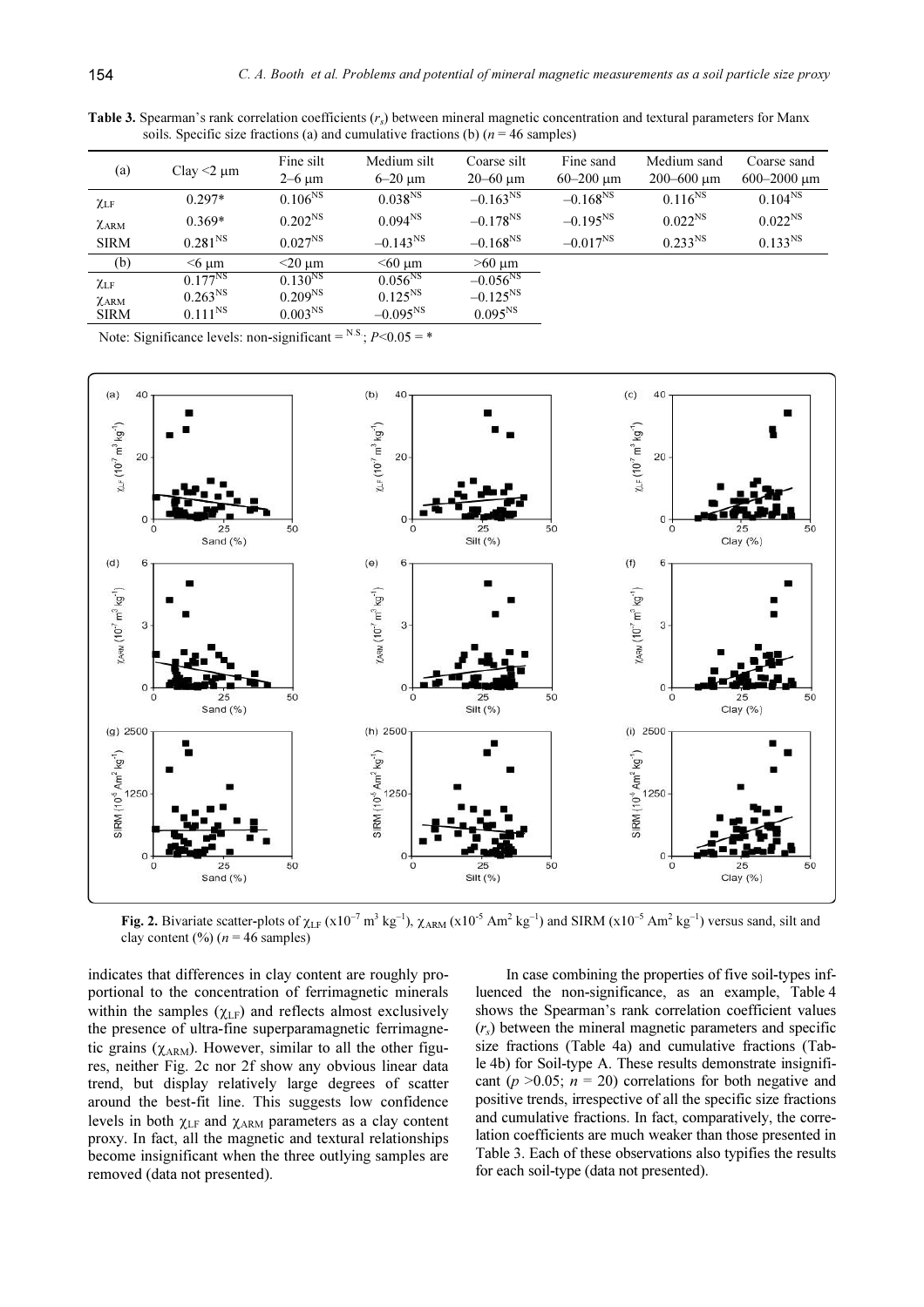**Table 3.** Spearman's rank correlation coefficients ($r_s$) between mineral magnetic concentration and textural parameters for Manx soils. Specific size fractions (a) and cumulative fractions (b) ($n$ = 46 samples)

| (a) | Clay <2 µm | Fine silt 2–6 µm | Medium silt 6–20 µm | Coarse silt 20–60 µm | Fine sand 60–200 µm | Medium sand 200–600 µm | Coarse sand 600–2000 µm |
|---|---|---|---|---|---|---|---|
| $\chi_{LF}$ | 0.297* | $0.106^{NS}$ | $0.038^{NS}$ | $-0.163^{NS}$ | $-0.168^{NS}$ | $0.116^{NS}$ | $0.104^{NS}$ |
| $\chi_{ARM}$ | 0.369* | $0.202^{NS}$ | $0.094^{NS}$ | $-0.178^{NS}$ | $-0.195^{NS}$ | $0.022^{NS}$ | $0.022^{NS}$ |
| SIRM | $0.281^{NS}$ | $0.027^{NS}$ | $-0.143^{NS}$ | $-0.168^{NS}$ | $-0.017^{NS}$ | $0.233^{NS}$ | $0.133^{NS}$ |
| (b) | <6 µm | <20 µm | <60 µm | >60 µm | | | |
| $\chi_{LF}$ | $0.177^{NS}$ | $0.130^{NS}$ | $0.056^{NS}$ | $-0.056^{NS}$ | | | |
| $\chi_{ARM}$ | $0.263^{NS}$ | $0.209^{NS}$ | $0.125^{NS}$ | $-0.125^{NS}$ | | | |
| SIRM | $0.111^{NS}$ | $0.003^{NS}$ | $-0.095^{NS}$ | $0.095^{NS}$ | | | |

Note: Significance levels: non-significant = $^{N.S.}$; $P$<0.05 = *

**Fig. 2.** Bivariate scatter-plots of $\chi_{LF}$ (x10$^{-7}$ m$^3$ kg$^{-1}$), $\chi_{ARM}$ (x10$^{-5}$ Am$^2$ kg$^{-1}$) and SIRM (x10$^{-5}$ Am$^2$ kg$^{-1}$) versus sand, silt and clay content (%) ($n$ = 46 samples)

indicates that differences in clay content are roughly proportional to the concentration of ferrimagnetic minerals within the samples ($\chi_{LF}$) and reflects almost exclusively the presence of ultra-fine superparamagnetic ferrimagnetic grains ($\chi_{ARM}$). However, similar to all the other figures, neither Fig. 2c nor 2f show any obvious linear data trend, but display relatively large degrees of scatter around the best-fit line. This suggests low confidence levels in both $\chi_{LF}$ and $\chi_{ARM}$ parameters as a clay content proxy. In fact, all the magnetic and textural relationships become insignificant when the three outlying samples are removed (data not presented).

In case combining the properties of five soil-types influenced the non-significance, as an example, Table 4 shows the Spearman's rank correlation coefficient values ($r_s$) between the mineral magnetic parameters and specific size fractions (Table 4a) and cumulative fractions (Table 4b) for Soil-type A. These results demonstrate insignificant ($p$ >0.05; $n$ = 20) correlations for both negative and positive trends, irrespective of all the specific size fractions and cumulative fractions. In fact, comparatively, the correlation coefficients are much weaker than those presented in Table 3. Each of these observations also typifies the results for each soil-type (data not presented).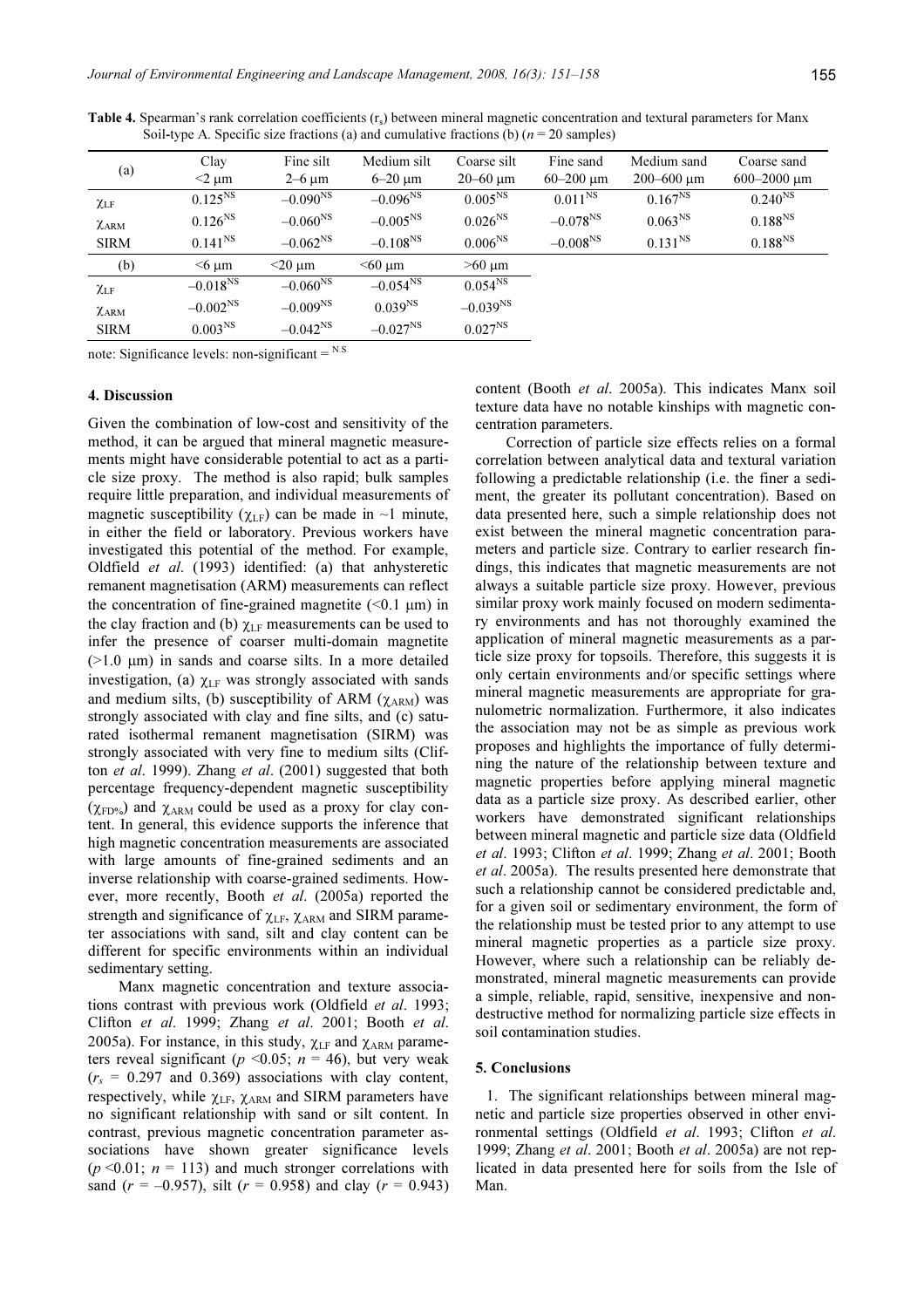**Table 4.** Spearman's rank correlation coefficients ($r_s$) between mineral magnetic concentration and textural parameters for Manx Soil-type A. Specific size fractions (a) and cumulative fractions (b) ($n$ = 20 samples)

| (a) | Clay <2 μm | Fine silt 2–6 μm | Medium silt 6–20 μm | Coarse silt 20–60 μm | Fine sand 60–200 μm | Medium sand 200–600 μm | Coarse sand 600–2000 μm |
|---|---|---|---|---|---|---|---|
| $\chi_{LF}$ | $0.125^{NS}$ | $-0.090^{NS}$ | $-0.096^{NS}$ | $0.005^{NS}$ | $0.011^{NS}$ | $0.167^{NS}$ | $0.240^{NS}$ |
| $\chi_{ARM}$ | $0.126^{NS}$ | $-0.060^{NS}$ | $-0.005^{NS}$ | $0.026^{NS}$ | $-0.078^{NS}$ | $0.063^{NS}$ | $0.188^{NS}$ |
| SIRM | $0.141^{NS}$ | $-0.062^{NS}$ | $-0.108^{NS}$ | $0.006^{NS}$ | $-0.008^{NS}$ | $0.131^{NS}$ | $0.188^{NS}$ |
| (b) | <6 μm | <20 μm | <60 μm | >60 μm | | | |
| $\chi_{LF}$ | $-0.018^{NS}$ | $-0.060^{NS}$ | $-0.054^{NS}$ | $0.054^{NS}$ | | | |
| $\chi_{ARM}$ | $-0.002^{NS}$ | $-0.009^{NS}$ | $0.039^{NS}$ | $-0.039^{NS}$ | | | |
| SIRM | $0.003^{NS}$ | $-0.042^{NS}$ | $-0.027^{NS}$ | $0.027^{NS}$ | | | |

note: Significance levels: non-significant = $^{N.S.}$

## 4. Discussion

Given the combination of low-cost and sensitivity of the method, it can be argued that mineral magnetic measurements might have considerable potential to act as a particle size proxy. The method is also rapid; bulk samples require little preparation, and individual measurements of magnetic susceptibility ($\chi_{LF}$) can be made in ~1 minute, in either the field or laboratory. Previous workers have investigated this potential of the method. For example, Oldfield *et al*. (1993) identified: (a) that anhysteretic remanent magnetisation (ARM) measurements can reflect the concentration of fine-grained magnetite (<0.1 μm) in the clay fraction and (b) $\chi_{LF}$ measurements can be used to infer the presence of coarser multi-domain magnetite (>1.0 μm) in sands and coarse silts. In a more detailed investigation, (a) $\chi_{LF}$ was strongly associated with sands and medium silts, (b) susceptibility of ARM ($\chi_{ARM}$) was strongly associated with clay and fine silts, and (c) saturated isothermal remanent magnetisation (SIRM) was strongly associated with very fine to medium silts (Clifton *et al*. 1999). Zhang *et al*. (2001) suggested that both percentage frequency-dependent magnetic susceptibility ($\chi_{FD\%}$) and $\chi_{ARM}$ could be used as a proxy for clay content. In general, this evidence supports the inference that high magnetic concentration measurements are associated with large amounts of fine-grained sediments and an inverse relationship with coarse-grained sediments. However, more recently, Booth *et al*. (2005a) reported the strength and significance of $\chi_{LF}$, $\chi_{ARM}$ and SIRM parameter associations with sand, silt and clay content can be different for specific environments within an individual sedimentary setting.

Manx magnetic concentration and texture associations contrast with previous work (Oldfield *et al*. 1993; Clifton *et al*. 1999; Zhang *et al*. 2001; Booth *et al*. 2005a). For instance, in this study, $\chi_{LF}$ and $\chi_{ARM}$ parameters reveal significant ($p$ <0.05; $n$ = 46), but very weak ($r_s$ = 0.297 and 0.369) associations with clay content, respectively, while $\chi_{LF}$, $\chi_{ARM}$ and SIRM parameters have no significant relationship with sand or silt content. In contrast, previous magnetic concentration parameter associations have shown greater significance levels ($p$ <0.01; $n$ = 113) and much stronger correlations with sand ($r$ = –0.957), silt ($r$ = 0.958) and clay ($r$ = 0.943) content (Booth *et al*. 2005a). This indicates Manx soil texture data have no notable kinships with magnetic concentration parameters.

Correction of particle size effects relies on a formal correlation between analytical data and textural variation following a predictable relationship (i.e. the finer a sediment, the greater its pollutant concentration). Based on data presented here, such a simple relationship does not exist between the mineral magnetic concentration parameters and particle size. Contrary to earlier research findings, this indicates that magnetic measurements are not always a suitable particle size proxy. However, previous similar proxy work mainly focused on modern sedimentary environments and has not thoroughly examined the application of mineral magnetic measurements as a particle size proxy for topsoils. Therefore, this suggests it is only certain environments and/or specific settings where mineral magnetic measurements are appropriate for granulometric normalization. Furthermore, it also indicates the association may not be as simple as previous work proposes and highlights the importance of fully determining the nature of the relationship between texture and magnetic properties before applying mineral magnetic data as a particle size proxy. As described earlier, other workers have demonstrated significant relationships between mineral magnetic and particle size data (Oldfield *et al*. 1993; Clifton *et al*. 1999; Zhang *et al*. 2001; Booth *et al*. 2005a). The results presented here demonstrate that such a relationship cannot be considered predictable and, for a given soil or sedimentary environment, the form of the relationship must be tested prior to any attempt to use mineral magnetic properties as a particle size proxy. However, where such a relationship can be reliably demonstrated, mineral magnetic measurements can provide a simple, reliable, rapid, sensitive, inexpensive and non-destructive method for normalizing particle size effects in soil contamination studies.

## 5. Conclusions

1. The significant relationships between mineral magnetic and particle size properties observed in other environmental settings (Oldfield *et al*. 1993; Clifton *et al*. 1999; Zhang *et al*. 2001; Booth *et al*. 2005a) are not replicated in data presented here for soils from the Isle of Man.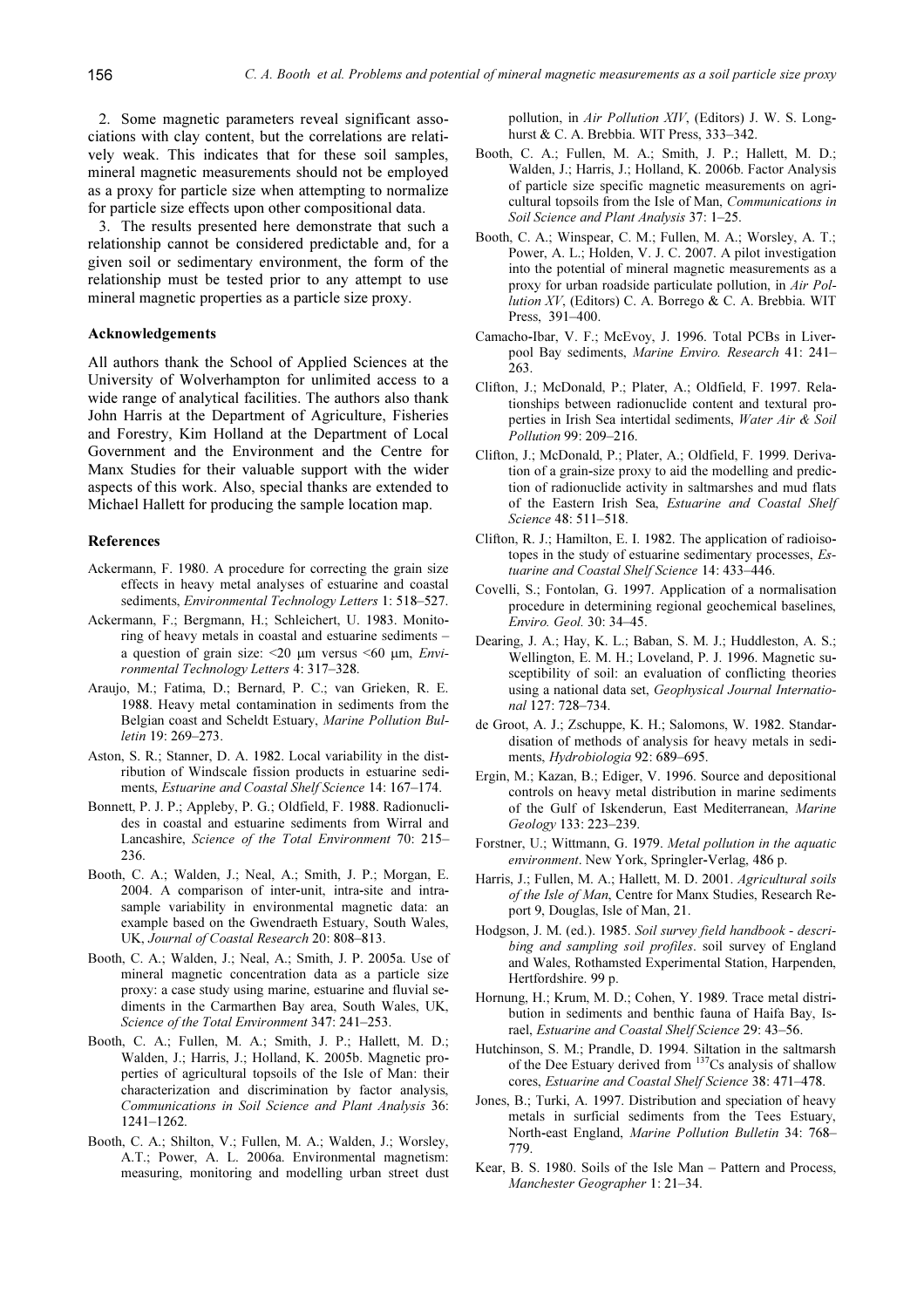2. Some magnetic parameters reveal significant associations with clay content, but the correlations are relatively weak. This indicates that for these soil samples, mineral magnetic measurements should not be employed as a proxy for particle size when attempting to normalize for particle size effects upon other compositional data.

3. The results presented here demonstrate that such a relationship cannot be considered predictable and, for a given soil or sedimentary environment, the form of the relationship must be tested prior to any attempt to use mineral magnetic properties as a particle size proxy.

#### Acknowledgements

All authors thank the School of Applied Sciences at the University of Wolverhampton for unlimited access to a wide range of analytical facilities. The authors also thank John Harris at the Department of Agriculture, Fisheries and Forestry, Kim Holland at the Department of Local Government and the Environment and the Centre for Manx Studies for their valuable support with the wider aspects of this work. Also, special thanks are extended to Michael Hallett for producing the sample location map.

#### References

Ackermann, F. 1980. A procedure for correcting the grain size effects in heavy metal analyses of estuarine and coastal sediments, *Environmental Technology Letters* 1: 518–527.

Ackermann, F.; Bergmann, H.; Schleichert, U. 1983. Monitoring of heavy metals in coastal and estuarine sediments – a question of grain size: <20 μm versus <60 μm, *Environmental Technology Letters* 4: 317–328.

Araujo, M.; Fatima, D.; Bernard, P. C.; van Grieken, R. E. 1988. Heavy metal contamination in sediments from the Belgian coast and Scheldt Estuary, *Marine Pollution Bulletin* 19: 269–273.

Aston, S. R.; Stanner, D. A. 1982. Local variability in the distribution of Windscale fission products in estuarine sediments, *Estuarine and Coastal Shelf Science* 14: 167–174.

Bonnett, P. J. P.; Appleby, P. G.; Oldfield, F. 1988. Radionuclides in coastal and estuarine sediments from Wirral and Lancashire, *Science of the Total Environment* 70: 215–236.

Booth, C. A.; Walden, J.; Neal, A.; Smith, J. P.; Morgan, E. 2004. A comparison of inter-unit, intra-site and intra-sample variability in environmental magnetic data: an example based on the Gwendraeth Estuary, South Wales, UK, *Journal of Coastal Research* 20: 808–813.

Booth, C. A.; Walden, J.; Neal, A.; Smith, J. P. 2005a. Use of mineral magnetic concentration data as a particle size proxy: a case study using marine, estuarine and fluvial sediments in the Carmarthen Bay area, South Wales, UK, *Science of the Total Environment* 347: 241–253.

Booth, C. A.; Fullen, M. A.; Smith, J. P.; Hallett, M. D.; Walden, J.; Harris, J.; Holland, K. 2005b. Magnetic properties of agricultural topsoils of the Isle of Man: their characterization and discrimination by factor analysis, *Communications in Soil Science and Plant Analysis* 36: 1241–1262.

Booth, C. A.; Shilton, V.; Fullen, M. A.; Walden, J.; Worsley, A.T.; Power, A. L. 2006a. Environmental magnetism: measuring, monitoring and modelling urban street dust pollution, in *Air Pollution XIV*, (Editors) J. W. S. Longhurst & C. A. Brebbia. WIT Press, 333–342.

Booth, C. A.; Fullen, M. A.; Smith, J. P.; Hallett, M. D.; Walden, J.; Harris, J.; Holland, K. 2006b. Factor Analysis of particle size specific magnetic measurements on agricultural topsoils from the Isle of Man, *Communications in Soil Science and Plant Analysis* 37: 1–25.

Booth, C. A.; Winspear, C. M.; Fullen, M. A.; Worsley, A. T.; Power, A. L.; Holden, V. J. C. 2007. A pilot investigation into the potential of mineral magnetic measurements as a proxy for urban roadside particulate pollution, in *Air Pollution XV*, (Editors) C. A. Borrego & C. A. Brebbia. WIT Press, 391–400.

Camacho-Ibar, V. F.; McEvoy, J. 1996. Total PCBs in Liverpool Bay sediments, *Marine Enviro. Research* 41: 241–263.

Clifton, J.; McDonald, P.; Plater, A.; Oldfield, F. 1997. Relationships between radionuclide content and textural properties in Irish Sea intertidal sediments, *Water Air & Soil Pollution* 99: 209–216.

Clifton, J.; McDonald, P.; Plater, A.; Oldfield, F. 1999. Derivation of a grain-size proxy to aid the modelling and prediction of radionuclide activity in saltmarshes and mud flats of the Eastern Irish Sea, *Estuarine and Coastal Shelf Science* 48: 511–518.

Clifton, R. J.; Hamilton, E. I. 1982. The application of radioisotopes in the study of estuarine sedimentary processes, *Estuarine and Coastal Shelf Science* 14: 433–446.

Covelli, S.; Fontolan, G. 1997. Application of a normalisation procedure in determining regional geochemical baselines, *Enviro. Geol.* 30: 34–45.

Dearing, J. A.; Hay, K. L.; Baban, S. M. J.; Huddleston, A. S.; Wellington, E. M. H.; Loveland, P. J. 1996. Magnetic susceptibility of soil: an evaluation of conflicting theories using a national data set, *Geophysical Journal International* 127: 728–734.

de Groot, A. J.; Zschuppe, K. H.; Salomons, W. 1982. Standardisation of methods of analysis for heavy metals in sediments, *Hydrobiologia* 92: 689–695.

Ergin, M.; Kazan, B.; Ediger, V. 1996. Source and depositional controls on heavy metal distribution in marine sediments of the Gulf of Iskenderun, East Mediterranean, *Marine Geology* 133: 223–239.

Forstner, U.; Wittmann, G. 1979. *Metal pollution in the aquatic environment*. New York, Springler-Verlag, 486 p.

Harris, J.; Fullen, M. A.; Hallett, M. D. 2001. *Agricultural soils of the Isle of Man*, Centre for Manx Studies, Research Report 9, Douglas, Isle of Man, 21.

Hodgson, J. M. (ed.). 1985. *Soil survey field handbook - describing and sampling soil profiles*. soil survey of England and Wales, Rothamsted Experimental Station, Harpenden, Hertfordshire. 99 p.

Hornung, H.; Krum, M. D.; Cohen, Y. 1989. Trace metal distribution in sediments and benthic fauna of Haifa Bay, Israel, *Estuarine and Coastal Shelf Science* 29: 43–56.

Hutchinson, S. M.; Prandle, D. 1994. Siltation in the saltmarsh of the Dee Estuary derived from $^{137}Cs$ analysis of shallow cores, *Estuarine and Coastal Shelf Science* 38: 471–478.

Jones, B.; Turki, A. 1997. Distribution and speciation of heavy metals in surficial sediments from the Tees Estuary, North-east England, *Marine Pollution Bulletin* 34: 768–779.

Kear, B. S. 1980. Soils of the Isle Man – Pattern and Process, *Manchester Geographer* 1: 21–34.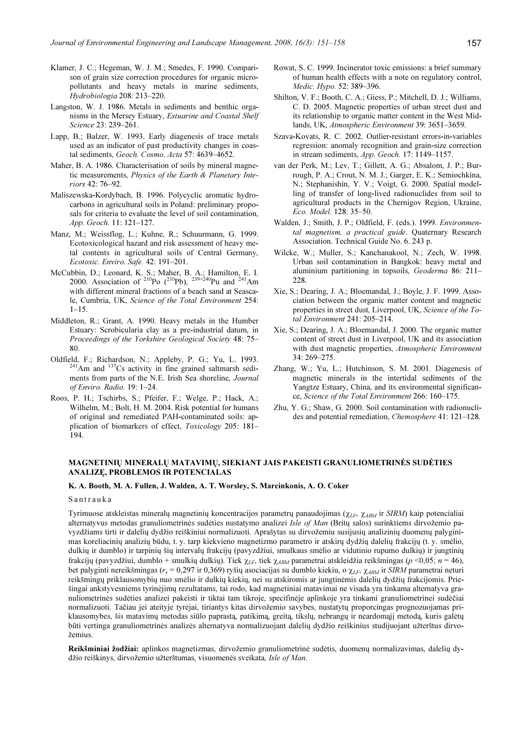Klamer, J. C.; Hegeman, W. J. M.; Smedes, F. 1990. Comparison of grain size correction procedures for organic micropollutants and heavy metals in marine sediments, *Hydrobiologia* 208: 213–220.

Langston, W. J. 1986. Metals in sediments and benthic organisms in the Mersey Estuary, *Estuarine and Coastal Shelf Science* 23: 239–261.

Lapp, B.; Balzer, W. 1993. Early diagenesis of trace metals used as an indicator of past productivity changes in coastal sediments, *Geoch. Cosmo. Acta* 57: 4639–4652.

Maher, B. A. 1986. Characterisation of soils by mineral magnetic measurements, *Physics of the Earth & Planetary Interiors* 42: 76–92.

Maliszewska-Kordybach, B. 1996. Polycyclic aromatic hydrocarbons in agricultural soils in Poland: preliminary proposals for criteria to evaluate the level of soil contamination, *App. Geoch.* 11: 121–127.

Manz, M.; Weissflog, L.; Kuhne, R.; Schuurmann, G. 1999. Ecotoxicological hazard and risk assessment of heavy metal contents in agricultural soils of Central Germany, *Ecotoxic. Enviro. Safe.* 42: 191–201.

McCubbin, D.; Leonard, K. S.; Maher, B. A.; Hamilton, E. I. 2000. Association of $^{210}$Po ($^{210}$Pb), $^{239+240}$Pu and $^{241}$Am with different mineral fractions of a beach sand at Seascale, Cumbria, UK, *Science of the Total Environment* 254: 1–15.

Middleton, R.; Grant, A. 1990. Heavy metals in the Humber Estuary: Scrobicularia clay as a pre-industrial datum, in *Proceedings of the Yorkshire Geological Society* 48: 75–80.

Oldfield, F.; Richardson, N.; Appleby, P. G.; Yu, L. 1993. $^{241}$Am and $^{137}$Cs activity in fine grained saltmarsh sediments from parts of the N.E. Irish Sea shoreline, *Journal of Enviro. Radio.* 19: 1–24.

Roos, P. H.; Tschirbs, S.; Pfeifer, F.; Welge, P.; Hack, A.; Wilhelm, M.; Bolt, H. M. 2004. Risk potential for humans of original and remediated PAH-contaminated soils: application of biomarkers of effect, *Toxicology* 205: 181–194.

Rowat, S. C. 1999. Incinerator toxic emissions: a brief summary of human health effects with a note on regulatory control, *Medic. Hypo.* 52: 389–396.

Shilton, V. F.; Booth, C. A.; Giess, P.; Mitchell, D. J.; Williams, C. D. 2005. Magnetic properties of urban street dust and its relationship to organic matter content in the West Midlands, UK, *Atmospheric Environment* 39: 3651–3659.

Szava-Kovats, R. C. 2002. Outlier-resistant errors-in-variables regression: anomaly recognition and grain-size correction in stream sediments, *App. Geoch.* 17: 1149–1157.

van der Perk, M.; Lev, T.; Gillett, A. G.; Absalom, J. P.; Burrough, P. A.; Crout, N. M. J.; Garger, E. K.; Semiochkina, N.; Stephanishin, Y. V.; Voigt, G. 2000. Spatial modelling of transfer of long-lived radionuclides from soil to agricultural products in the Chernigov Region, Ukraine, *Eco. Model.* 128: 35–50.

Walden, J.; Smith, J. P.; Oldfield, F. (eds.). 1999. *Environmental magnetism, a practical guide*. Quaternary Research Association. Technical Guide No. 6. 243 p.

Wilcke, W.; Muller, S.; Kanchanakool, N.; Zech, W. 1998. Urban soil contamination in Bangkok: heavy metal and aluminium partitioning in topsoils, *Geoderma* 86: 211–228.

Xie, S.; Dearing, J. A.; Bloemandal, J.; Boyle, J. F. 1999. Association between the organic matter content and magnetic properties in street dust, Liverpool, UK, *Science of the Total Environment* 241: 205–214.

Xie, S.; Dearing, J. A.; Bloemandal, J. 2000. The organic matter content of street dust in Liverpool, UK and its association with dust magnetic properties, *Atmospheric Environment* 34: 269–275.

Zhang, W.; Yu, L.; Hutchinson, S. M. 2001. Diagenesis of magnetic minerals in the intertidal sediments of the Yangtze Estuary, China, and its environmental significance, *Science of the Total Environment* 266: 160–175.

Zhu, Y. G.; Shaw, G. 2000. Soil contamination with radionuclides and potential remediation, *Chemosphere* 41: 121–128.

## MAGNETINIŲ MINERALŲ MATAVIMŲ, SIEKIANT JAIS PAKEISTI GRANULIOMETRINĖS SUDĖTIES ANALIZĘ, PROBLEMOS IR POTENCIALAS

**K. A. Booth, M. A. Fullen, J. Walden, A. T. Worsley, S. Marcinkonis, A. O. Coker**

Santrauka

Tyrimuose atskleistas mineralų magnetinių koncentracijos parametrų panaudojimas ($\chi_{LF}$, $\chi_{ARM}$ ir *SIRM*) kaip potencialiai alternatyvus metodas granuliometrinės sudėties nustatymo analizei *Isle of Man* (Britų salos) surinktiems dirvožemio pavyzdžiams tirti ir dalelių dydžio reiškiniui normalizuoti. Aprašytas su dirvožemiu susijusių analizinių duomenų palyginimas koreliacinių analizių būdu, t. y. tarp kiekvieno magnetizmo parametro ir atskirų dydžių dalelių frakcijų (t. y. smėlio, dulkių ir dumblo) ir tarpinių šių intervalų frakcijų (pavyzdžiui, smulkaus smėlio ar vidutinio rupumo dulkių) ir jungtinių frakcijų (pavyzdžiui, dumblo + smulkių dulkių). Tiek $\chi_{LF}$, tiek $\chi_{ARM}$ parametrai atskleidžia reikšmingas ($p$ <0,05; $n$ = 46), bet palyginti nereikšmingas ($r_s$ = 0,297 ir 0,369) ryšių asociacijas su dumblo kiekiu, o $\chi_{LF}$, $\chi_{ARM}$ ir *SIRM* parametrai neturi reikšmingų priklausomybių nuo smėlio ir dulkių kiekių, nei su atskiromis ar jungtinėmis dalelių dydžių frakcijomis. Priešingai ankstyvesniems tyrinėjimų rezultatams, tai rodo, kad magnetiniai matavimai ne visada yra tinkama alternatyva granuliometrinės sudėties analizei pakeisti ir tiktai tam tikroje, specifinėje aplinkoje yra tinkami granuliometrinei sudėčiai normalizuoti. Tačiau jei ateityje tyrėjai, tiriantys kitas dirvožemio savybes, nustatytų proporcingas prognozuojamas priklausomybes, šis matavimų metodas siūlo paprastą, patikimą, greitą, tikslų, nebrangų ir neardomąjį metodą, kuris galėtų būti vertinga granuliometrinės analizės alternatyva normalizuojant dalelių dydžio reiškinius studijuojant užterštus dirvožemius.

**Reikšminiai žodžiai:** aplinkos magnetizmas, dirvožemio granuliometrinė sudėtis, duomenų normalizavimas, dalelių dydžio reiškinys, dirvožemio užterštumas, visuomenės sveikata, *Isle of Man*.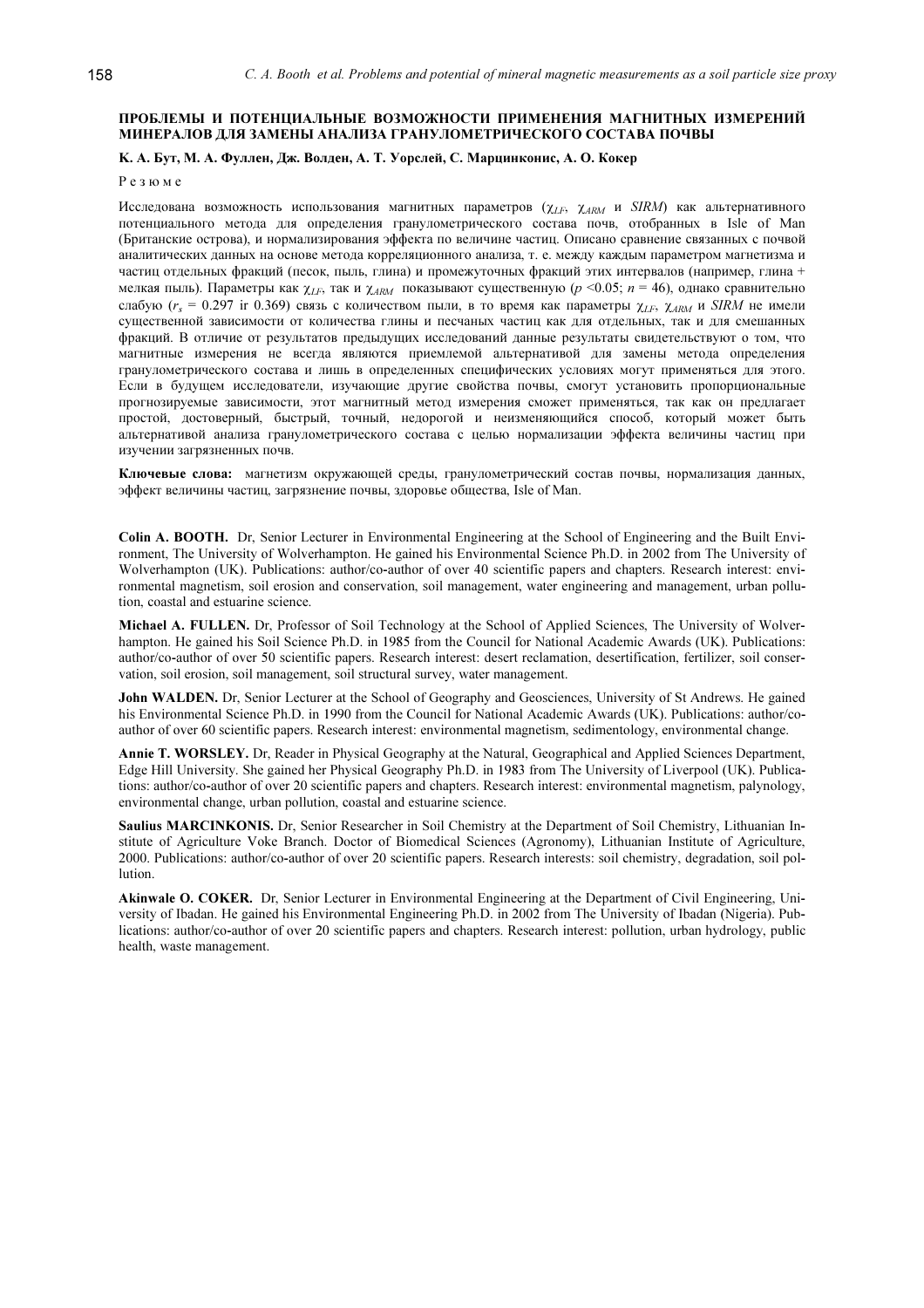## ПРОБЛЕМЫ И ПОТЕНЦИАЛЬНЫЕ ВОЗМОЖНОСТИ ПРИМЕНЕНИЯ МАГНИТНЫХ ИЗМЕРЕНИЙ МИНЕРАЛОВ ДЛЯ ЗАМЕНЫ АНАЛИЗА ГРАНУЛОМЕТРИЧЕСКОГО СОСТАВА ПОЧВЫ

**К. А. Бут, М. А. Фуллен, Дж. Волден, А. Т. Уорслей, С. Марцинконис, А. О. Кокер**

Р е з ю м е

Исследована возможность использования магнитных параметров ($\chi_{LF}$, $\chi_{ARM}$ и *SIRM*) как альтернативного потенциального метода для определения гранулометрического состава почв, отобранных в Isle of Man (Британские острова), и нормализирования эффекта по величине частиц. Описано сравнение связанных с почвой аналитических данных на основе метода корреляционного анализа, т. е. между каждым параметром магнетизма и частиц отдельных фракций (песок, пыль, глина) и промежуточных фракций этих интервалов (например, глина + мелкая пыль). Параметры как $\chi_{LF}$, так и $\chi_{ARM}$ показывают существенную ($p$ <0.05; $n$ = 46), однако сравнительно слабую ($r_s$ = 0.297 ir 0.369) связь с количеством пыли, в то время как параметры $\chi_{LF}$, $\chi_{ARM}$ и *SIRM* не имели существенной зависимости от количества глины и песчаных частиц как для отдельных, так и для смешанных фракций. В отличие от результатов предыдущих исследований данные результаты свидетельствуют о том, что магнитные измерения не всегда являются приемлемой альтернативой для замены метода определения гранулометрического состава и лишь в определенных специфических условиях могут применяться для этого. Если в будущем исследователи, изучающие другие свойства почвы, смогут установить пропорциональные прогнозируемые зависимости, этот магнитный метод измерения сможет применяться, так как он предлагает простой, достоверный, быстрый, точный, недорогой и неизменяющийся способ, который может быть альтернативой анализа гранулометрического состава с целью нормализации эффекта величины частиц при изучении загрязненных почв.

**Ключевые слова:** магнетизм окружающей среды, гранулометрический состав почвы, нормализация данных, эффект величины частиц, загрязнение почвы, здоровье общества, Isle of Man.

**Colin A. BOOTH.** Dr, Senior Lecturer in Environmental Engineering at the School of Engineering and the Built Environment, The University of Wolverhampton. He gained his Environmental Science Ph.D. in 2002 from The University of Wolverhampton (UK). Publications: author/co-author of over 40 scientific papers and chapters. Research interest: environmental magnetism, soil erosion and conservation, soil management, water engineering and management, urban pollution, coastal and estuarine science.

**Michael A. FULLEN.** Dr, Professor of Soil Technology at the School of Applied Sciences, The University of Wolverhampton. He gained his Soil Science Ph.D. in 1985 from the Council for National Academic Awards (UK). Publications: author/co-author of over 50 scientific papers. Research interest: desert reclamation, desertification, fertilizer, soil conservation, soil erosion, soil management, soil structural survey, water management.

**John WALDEN.** Dr, Senior Lecturer at the School of Geography and Geosciences, University of St Andrews. He gained his Environmental Science Ph.D. in 1990 from the Council for National Academic Awards (UK). Publications: author/co-author of over 60 scientific papers. Research interest: environmental magnetism, sedimentology, environmental change.

**Annie T. WORSLEY.** Dr, Reader in Physical Geography at the Natural, Geographical and Applied Sciences Department, Edge Hill University. She gained her Physical Geography Ph.D. in 1983 from The University of Liverpool (UK). Publications: author/co-author of over 20 scientific papers and chapters. Research interest: environmental magnetism, palynology, environmental change, urban pollution, coastal and estuarine science.

**Saulius MARCINKONIS.** Dr, Senior Researcher in Soil Chemistry at the Department of Soil Chemistry, Lithuanian Institute of Agriculture Voke Branch. Doctor of Biomedical Sciences (Agronomy), Lithuanian Institute of Agriculture, 2000. Publications: author/co-author of over 20 scientific papers. Research interests: soil chemistry, degradation, soil pollution.

**Akinwale O. COKER.** Dr, Senior Lecturer in Environmental Engineering at the Department of Civil Engineering, University of Ibadan. He gained his Environmental Engineering Ph.D. in 2002 from The University of Ibadan (Nigeria). Publications: author/co-author of over 20 scientific papers and chapters. Research interest: pollution, urban hydrology, public health, waste management.